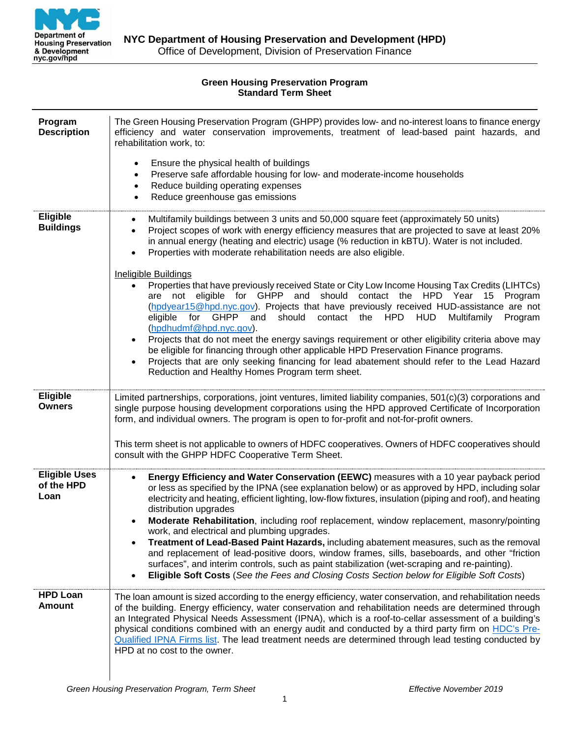**NYC Department of Housing Preservation and Development (HPD)**
Office of Development, Division of Preservation Finance

# Green Housing Preservation Program
## Standard Term Sheet

**Program Description**

The Green Housing Preservation Program (GHPP) provides low- and no-interest loans to finance energy efficiency and water conservation improvements, treatment of lead-based paint hazards, and rehabilitation work, to:

- Ensure the physical health of buildings
- Preserve safe affordable housing for low- and moderate-income households
- Reduce building operating expenses
- Reduce greenhouse gas emissions

**Eligible Buildings**

- Multifamily buildings between 3 units and 50,000 square feet (approximately 50 units)
- Project scopes of work with energy efficiency measures that are projected to save at least 20% in annual energy (heating and electric) usage (% reduction in kBTU). Water is not included.
- Properties with moderate rehabilitation needs are also eligible.

Ineligible Buildings

- Properties that have previously received State or City Low Income Housing Tax Credits (LIHTCs) are not eligible for GHPP and should contact the HPD Year 15 Program (hpdyear15@hpd.nyc.gov). Projects that have previously received HUD-assistance are not eligible for GHPP and should contact the HPD HUD Multifamily Program (hpdhudmf@hpd.nyc.gov).
- Projects that do not meet the energy savings requirement or other eligibility criteria above may be eligible for financing through other applicable HPD Preservation Finance programs.
- Projects that are only seeking financing for lead abatement should refer to the Lead Hazard Reduction and Healthy Homes Program term sheet.

**Eligible Owners**

Limited partnerships, corporations, joint ventures, limited liability companies, 501(c)(3) corporations and single purpose housing development corporations using the HPD approved Certificate of Incorporation form, and individual owners. The program is open to for-profit and not-for-profit owners.

This term sheet is not applicable to owners of HDFC cooperatives. Owners of HDFC cooperatives should consult with the GHPP HDFC Cooperative Term Sheet.

**Eligible Uses of the HPD Loan**

- **Energy Efficiency and Water Conservation (EEWC)** measures with a 10 year payback period or less as specified by the IPNA (see explanation below) or as approved by HPD, including solar electricity and heating, efficient lighting, low-flow fixtures, insulation (piping and roof), and heating distribution upgrades
- **Moderate Rehabilitation**, including roof replacement, window replacement, masonry/pointing work, and electrical and plumbing upgrades.
- **Treatment of Lead-Based Paint Hazards,** including abatement measures, such as the removal and replacement of lead-positive doors, window frames, sills, baseboards, and other "friction surfaces", and interim controls, such as paint stabilization (wet-scraping and re-painting).
- **Eligible Soft Costs** (*See the Fees and Closing Costs Section below for Eligible Soft Costs*)

**HPD Loan Amount**

The loan amount is sized according to the energy efficiency, water conservation, and rehabilitation needs of the building. Energy efficiency, water conservation and rehabilitation needs are determined through an Integrated Physical Needs Assessment (IPNA), which is a roof-to-cellar assessment of a building's physical conditions combined with an energy audit and conducted by a third party firm on HDC's Pre-Qualified IPNA Firms list. The lead treatment needs are determined through lead testing conducted by HPD at no cost to the owner.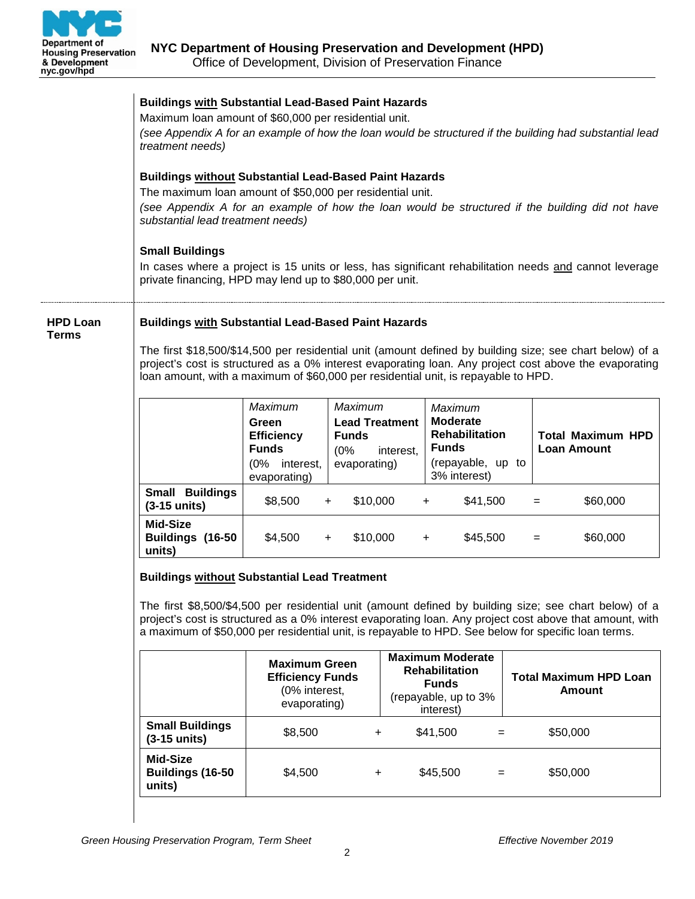**Buildings <u>with</u> Substantial Lead-Based Paint Hazards**

Maximum loan amount of $60,000 per residential unit.

*(see Appendix A for an example of how the loan would be structured if the building had substantial lead treatment needs)*

**Buildings <u>without</u> Substantial Lead-Based Paint Hazards**

The maximum loan amount of $50,000 per residential unit.

*(see Appendix A for an example of how the loan would be structured if the building did not have substantial lead treatment needs)*

**Small Buildings**

In cases where a project is 15 units or less, has significant rehabilitation needs <u>and</u> cannot leverage private financing, HPD may lend up to $80,000 per unit.

---

## HPD Loan Terms

**Buildings <u>with</u> Substantial Lead-Based Paint Hazards**

The first $18,500/$14,500 per residential unit (amount defined by building size; see chart below) of a project's cost is structured as a 0% interest evaporating loan. Any project cost above the evaporating loan amount, with a maximum of $60,000 per residential unit, is repayable to HPD.

| | *Maximum* **Green Efficiency Funds** (0% interest, evaporating) | | *Maximum* **Lead Treatment Funds** (0% interest, evaporating) | | *Maximum* **Moderate Rehabilitation Funds** (repayable, up to 3% interest) | | **Total Maximum HPD Loan Amount** |
|---|---|---|---|---|---|---|---|
| **Small Buildings (3-15 units)** | $8,500 | + | $10,000 | + | $41,500 | = | $60,000 |
| **Mid-Size Buildings (16-50 units)** | $4,500 | + | $10,000 | + | $45,500 | = | $60,000 |

**Buildings <u>without</u> Substantial Lead Treatment**

The first $8,500/$4,500 per residential unit (amount defined by building size; see chart below) of a project's cost is structured as a 0% interest evaporating loan. Any project cost above that amount, with a maximum of $50,000 per residential unit, is repayable to HPD. See below for specific loan terms.

| | **Maximum Green Efficiency Funds** (0% interest, evaporating) | | **Maximum Moderate Rehabilitation Funds** (repayable, up to 3% interest) | | **Total Maximum HPD Loan Amount** |
|---|---|---|---|---|---|
| **Small Buildings (3-15 units)** | $8,500 | + | $41,500 | = | $50,000 |
| **Mid-Size Buildings (16-50 units)** | $4,500 | + | $45,500 | = | $50,000 |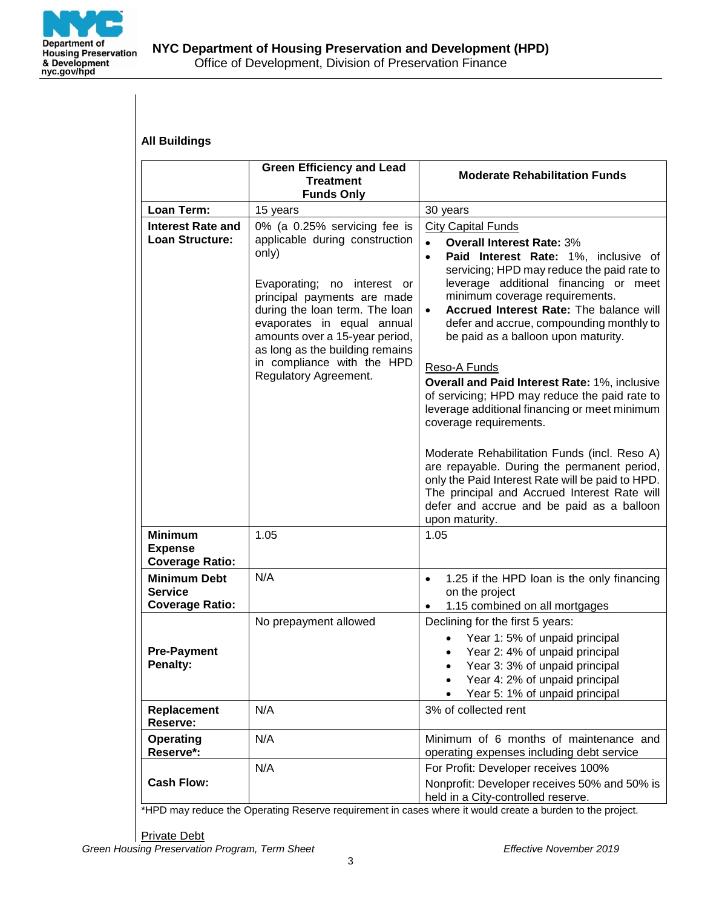**All Buildings**

| | Green Efficiency and Lead Treatment Funds Only | Moderate Rehabilitation Funds |
|---|---|---|
| **Loan Term:** | 15 years | 30 years |
| **Interest Rate and Loan Structure:** | 0% (a 0.25% servicing fee is applicable during construction only)<br><br>Evaporating; no interest or principal payments are made during the loan term. The loan evaporates in equal annual amounts over a 15-year period, as long as the building remains in compliance with the HPD Regulatory Agreement. | City Capital Funds<br>• **Overall Interest Rate:** 3%<br>• **Paid Interest Rate:** 1%, inclusive of servicing; HPD may reduce the paid rate to leverage additional financing or meet minimum coverage requirements.<br>• **Accrued Interest Rate:** The balance will defer and accrue, compounding monthly to be paid as a balloon upon maturity.<br><br>Reso-A Funds<br>**Overall and Paid Interest Rate:** 1%, inclusive of servicing; HPD may reduce the paid rate to leverage additional financing or meet minimum coverage requirements.<br><br>Moderate Rehabilitation Funds (incl. Reso A) are repayable. During the permanent period, only the Paid Interest Rate will be paid to HPD. The principal and Accrued Interest Rate will defer and accrue and be paid as a balloon upon maturity. |
| **Minimum Expense Coverage Ratio:** | 1.05 | 1.05 |
| **Minimum Debt Service Coverage Ratio:** | N/A | • 1.25 if the HPD loan is the only financing on the project<br>• 1.15 combined on all mortgages |
| **Pre-Payment Penalty:** | No prepayment allowed | Declining for the first 5 years:<br>• Year 1: 5% of unpaid principal<br>• Year 2: 4% of unpaid principal<br>• Year 3: 3% of unpaid principal<br>• Year 4: 2% of unpaid principal<br>• Year 5: 1% of unpaid principal |
| **Replacement Reserve:** | N/A | 3% of collected rent |
| **Operating Reserve*:** | N/A | Minimum of 6 months of maintenance and operating expenses including debt service |
| **Cash Flow:** | N/A | For Profit: Developer receives 100%<br>Nonprofit: Developer receives 50% and 50% is held in a City-controlled reserve. |

*HPD may reduce the Operating Reserve requirement in cases where it would create a burden to the project.

Private Debt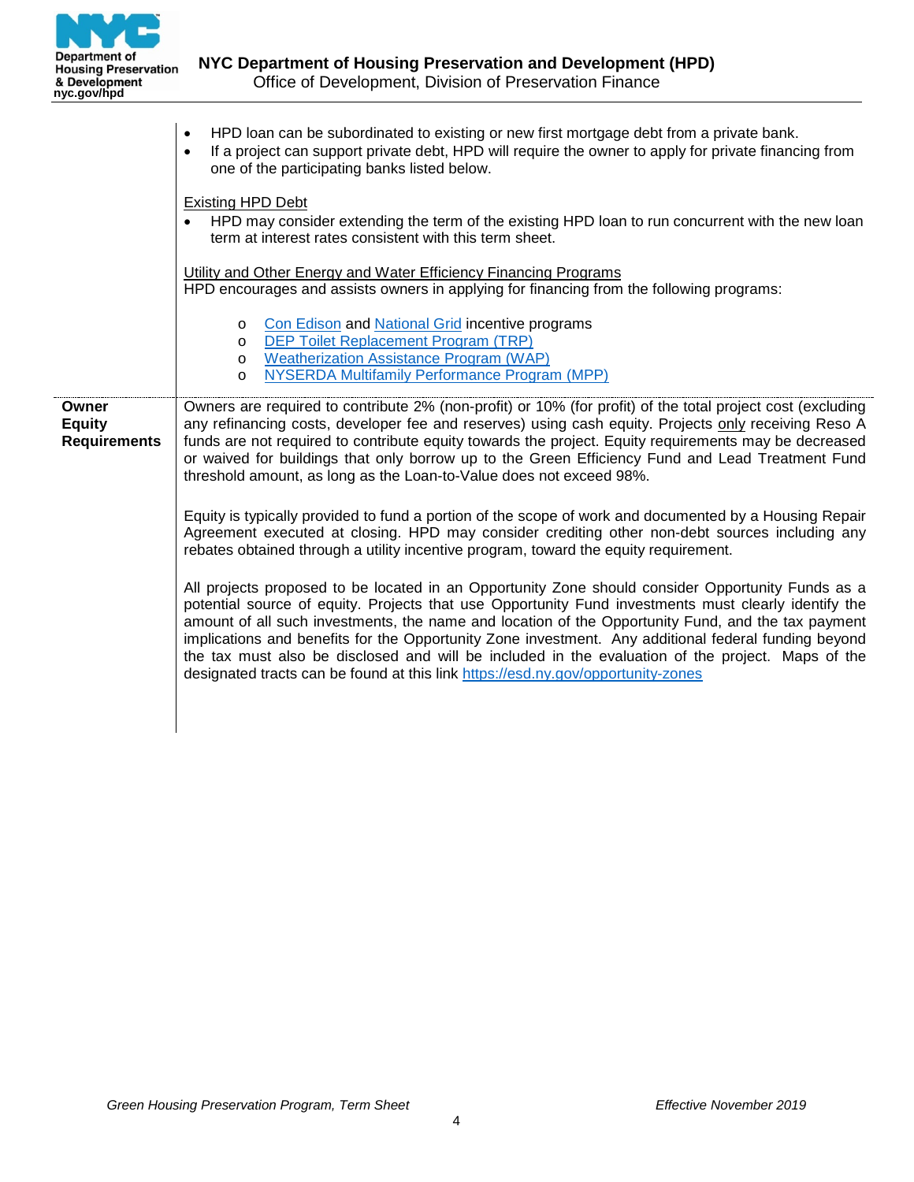| | |
|---|---|
| | • HPD loan can be subordinated to existing or new first mortgage debt from a private bank.<br>• If a project can support private debt, HPD will require the owner to apply for private financing from one of the participating banks listed below.<br><br>Existing HPD Debt<br>• HPD may consider extending the term of the existing HPD loan to run concurrent with the new loan term at interest rates consistent with this term sheet.<br><br>Utility and Other Energy and Water Efficiency Financing Programs<br>HPD encourages and assists owners in applying for financing from the following programs:<br><br>o Con Edison and National Grid incentive programs<br>o DEP Toilet Replacement Program (TRP)<br>o Weatherization Assistance Program (WAP)<br>o NYSERDA Multifamily Performance Program (MPP) |
| **Owner Equity Requirements** | Owners are required to contribute 2% (non-profit) or 10% (for profit) of the total project cost (excluding any refinancing costs, developer fee and reserves) using cash equity. Projects only receiving Reso A funds are not required to contribute equity towards the project. Equity requirements may be decreased or waived for buildings that only borrow up to the Green Efficiency Fund and Lead Treatment Fund threshold amount, as long as the Loan-to-Value does not exceed 98%.<br><br>Equity is typically provided to fund a portion of the scope of work and documented by a Housing Repair Agreement executed at closing. HPD may consider crediting other non-debt sources including any rebates obtained through a utility incentive program, toward the equity requirement.<br><br>All projects proposed to be located in an Opportunity Zone should consider Opportunity Funds as a potential source of equity. Projects that use Opportunity Fund investments must clearly identify the amount of all such investments, the name and location of the Opportunity Fund, and the tax payment implications and benefits for the Opportunity Zone investment. Any additional federal funding beyond the tax must also be disclosed and will be included in the evaluation of the project. Maps of the designated tracts can be found at this link https://esd.ny.gov/opportunity-zones |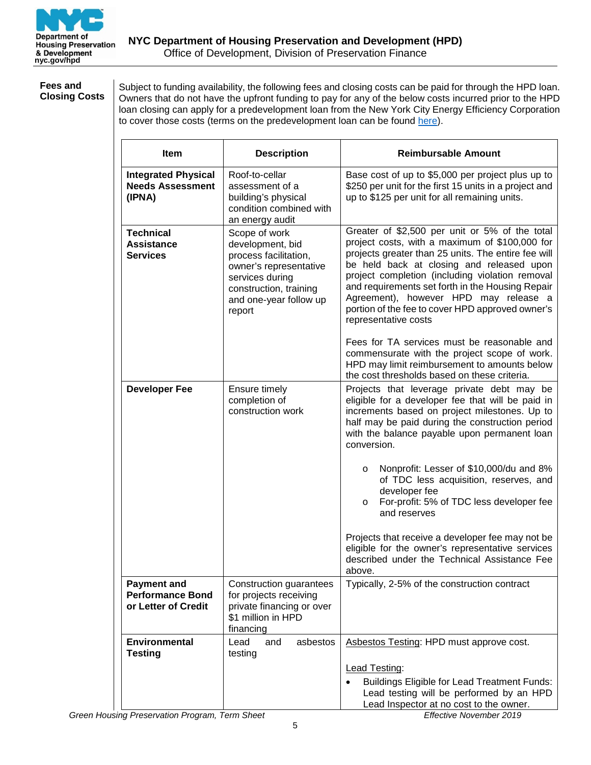**Fees and Closing Costs**

Subject to funding availability, the following fees and closing costs can be paid for through the HPD loan. Owners that do not have the upfront funding to pay for any of the below costs incurred prior to the HPD loan closing can apply for a predevelopment loan from the New York City Energy Efficiency Corporation to cover those costs (terms on the predevelopment loan can be found here).

| Item | Description | Reimbursable Amount |
|---|---|---|
| **Integrated Physical Needs Assessment (IPNA)** | Roof-to-cellar assessment of a building's physical condition combined with an energy audit | Base cost of up to $5,000 per project plus up to $250 per unit for the first 15 units in a project and up to $125 per unit for all remaining units. |
| **Technical Assistance Services** | Scope of work development, bid process facilitation, owner's representative services during construction, training and one-year follow up report | Greater of $2,500 per unit or 5% of the total project costs, with a maximum of $100,000 for projects greater than 25 units. The entire fee will be held back at closing and released upon project completion (including violation removal and requirements set forth in the Housing Repair Agreement), however HPD may release a portion of the fee to cover HPD approved owner's representative costs<br><br>Fees for TA services must be reasonable and commensurate with the project scope of work. HPD may limit reimbursement to amounts below the cost thresholds based on these criteria. |
| **Developer Fee** | Ensure timely completion of construction work | Projects that leverage private debt may be eligible for a developer fee that will be paid in increments based on project milestones. Up to half may be paid during the construction period with the balance payable upon permanent loan conversion.<br><br>o Nonprofit: Lesser of $10,000/du and 8% of TDC less acquisition, reserves, and developer fee<br>o For-profit: 5% of TDC less developer fee and reserves<br><br>Projects that receive a developer fee may not be eligible for the owner's representative services described under the Technical Assistance Fee above. |
| **Payment and Performance Bond or Letter of Credit** | Construction guarantees for projects receiving private financing or over $1 million in HPD financing | Typically, 2-5% of the construction contract |
| **Environmental Testing** | Lead and asbestos testing | Asbestos Testing: HPD must approve cost.<br><br>Lead Testing:<br>• Buildings Eligible for Lead Treatment Funds: Lead testing will be performed by an HPD Lead Inspector at no cost to the owner. |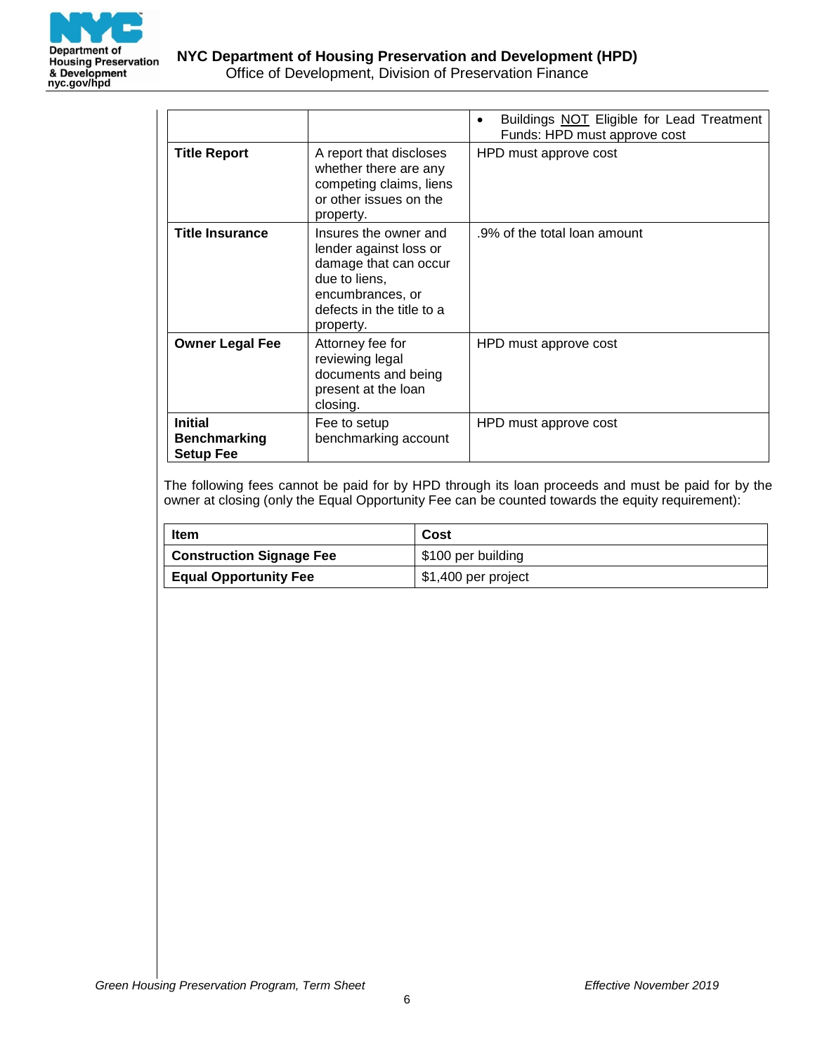| | | |
|---|---|---|
| | | • Buildings NOT Eligible for Lead Treatment Funds: HPD must approve cost |
| **Title Report** | A report that discloses whether there are any competing claims, liens or other issues on the property. | HPD must approve cost |
| **Title Insurance** | Insures the owner and lender against loss or damage that can occur due to liens, encumbrances, or defects in the title to a property. | .9% of the total loan amount |
| **Owner Legal Fee** | Attorney fee for reviewing legal documents and being present at the loan closing. | HPD must approve cost |
| **Initial Benchmarking Setup Fee** | Fee to setup benchmarking account | HPD must approve cost |

The following fees cannot be paid for by HPD through its loan proceeds and must be paid for by the owner at closing (only the Equal Opportunity Fee can be counted towards the equity requirement):

| **Item** | **Cost** |
|---|---|
| **Construction Signage Fee** | $100 per building |
| **Equal Opportunity Fee** | $1,400 per project |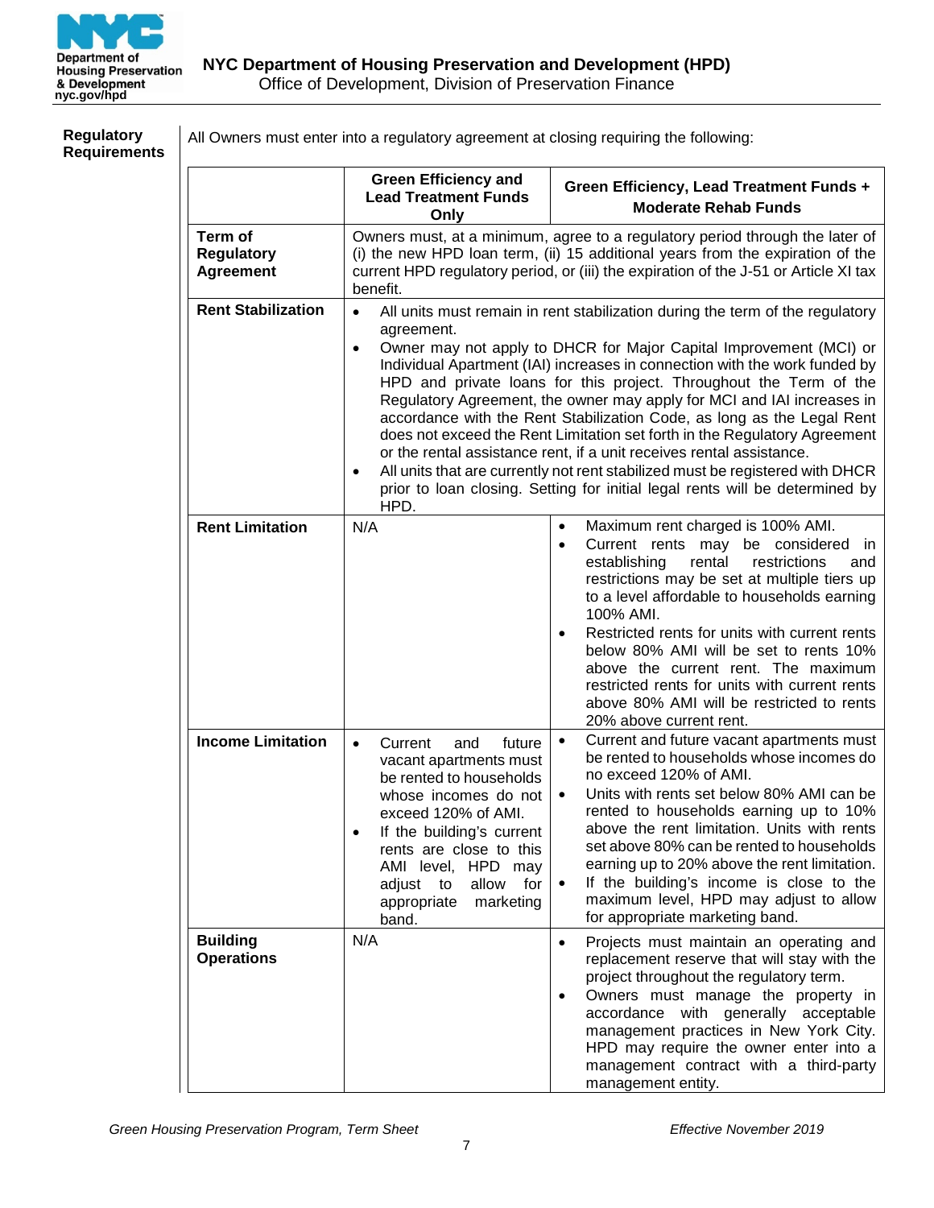**Regulatory Requirements**

All Owners must enter into a regulatory agreement at closing requiring the following:

| | Green Efficiency and Lead Treatment Funds Only | Green Efficiency, Lead Treatment Funds + Moderate Rehab Funds |
|---|---|---|
| **Term of Regulatory Agreement** | Owners must, at a minimum, agree to a regulatory period through the later of (i) the new HPD loan term, (ii) 15 additional years from the expiration of the current HPD regulatory period, or (iii) the expiration of the J-51 or Article XI tax benefit. | |
| **Rent Stabilization** | • All units must remain in rent stabilization during the term of the regulatory agreement.<br>• Owner may not apply to DHCR for Major Capital Improvement (MCI) or Individual Apartment (IAI) increases in connection with the work funded by HPD and private loans for this project. Throughout the Term of the Regulatory Agreement, the owner may apply for MCI and IAI increases in accordance with the Rent Stabilization Code, as long as the Legal Rent does not exceed the Rent Limitation set forth in the Regulatory Agreement or the rental assistance rent, if a unit receives rental assistance.<br>• All units that are currently not rent stabilized must be registered with DHCR prior to loan closing. Setting for initial legal rents will be determined by HPD. | |
| **Rent Limitation** | N/A | • Maximum rent charged is 100% AMI.<br>• Current rents may be considered in establishing rental restrictions and restrictions may be set at multiple tiers up to a level affordable to households earning 100% AMI.<br>• Restricted rents for units with current rents below 80% AMI will be set to rents 10% above the current rent. The maximum restricted rents for units with current rents above 80% AMI will be restricted to rents 20% above current rent. |
| **Income Limitation** | • Current and future vacant apartments must be rented to households whose incomes do not exceed 120% of AMI.<br>• If the building's current rents are close to this AMI level, HPD may adjust to allow for appropriate marketing band. | • Current and future vacant apartments must be rented to households whose incomes do no exceed 120% of AMI.<br>• Units with rents set below 80% AMI can be rented to households earning up to 10% above the rent limitation. Units with rents set above 80% can be rented to households earning up to 20% above the rent limitation.<br>• If the building's income is close to the maximum level, HPD may adjust to allow for appropriate marketing band. |
| **Building Operations** | N/A | • Projects must maintain an operating and replacement reserve that will stay with the project throughout the regulatory term.<br>• Owners must manage the property in accordance with generally acceptable management practices in New York City. HPD may require the owner enter into a management contract with a third-party management entity. |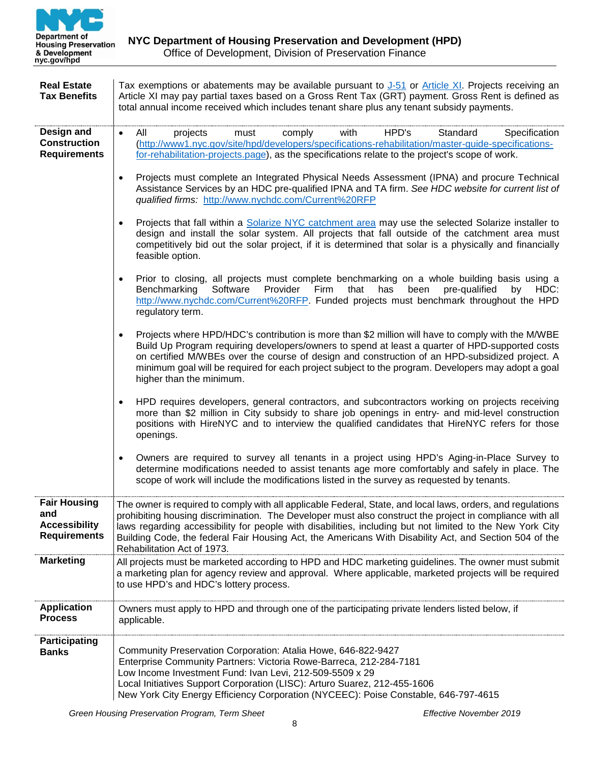| | |
|---|---|
| **Real Estate Tax Benefits** | Tax exemptions or abatements may be available pursuant to [J-51](J-51) or [Article XI](Article XI). Projects receiving an Article XI may pay partial taxes based on a Gross Rent Tax (GRT) payment. Gross Rent is defined as total annual income received which includes tenant share plus any tenant subsidy payments. |
| **Design and Construction Requirements** | • All projects must comply with HPD's Standard Specification (http://www1.nyc.gov/site/hpd/developers/specifications-rehabilitation/master-guide-specifications-for-rehabilitation-projects.page), as the specifications relate to the project's scope of work.<br><br>• Projects must complete an Integrated Physical Needs Assessment (IPNA) and procure Technical Assistance Services by an HDC pre-qualified IPNA and TA firm. *See HDC website for current list of qualified firms:* http://www.nychdc.com/Current%20RFP<br><br>• Projects that fall within a Solarize NYC catchment area may use the selected Solarize installer to design and install the solar system. All projects that fall outside of the catchment area must competitively bid out the solar project, if it is determined that solar is a physically and financially feasible option.<br><br>• Prior to closing, all projects must complete benchmarking on a whole building basis using a Benchmarking Software Provider Firm that has been pre-qualified by HDC: http://www.nychdc.com/Current%20RFP. Funded projects must benchmark throughout the HPD regulatory term.<br><br>• Projects where HPD/HDC's contribution is more than $2 million will have to comply with the M/WBE Build Up Program requiring developers/owners to spend at least a quarter of HPD-supported costs on certified M/WBEs over the course of design and construction of an HPD-subsidized project. A minimum goal will be required for each project subject to the program. Developers may adopt a goal higher than the minimum.<br><br>• HPD requires developers, general contractors, and subcontractors working on projects receiving more than $2 million in City subsidy to share job openings in entry- and mid-level construction positions with HireNYC and to interview the qualified candidates that HireNYC refers for those openings.<br><br>• Owners are required to survey all tenants in a project using HPD's Aging-in-Place Survey to determine modifications needed to assist tenants age more comfortably and safely in place. The scope of work will include the modifications listed in the survey as requested by tenants. |
| **Fair Housing and Accessibility Requirements** | The owner is required to comply with all applicable Federal, State, and local laws, orders, and regulations prohibiting housing discrimination. The Developer must also construct the project in compliance with all laws regarding accessibility for people with disabilities, including but not limited to the New York City Building Code, the federal Fair Housing Act, the Americans With Disability Act, and Section 504 of the Rehabilitation Act of 1973. |
| **Marketing** | All projects must be marketed according to HPD and HDC marketing guidelines. The owner must submit a marketing plan for agency review and approval. Where applicable, marketed projects will be required to use HPD's and HDC's lottery process. |
| **Application Process** | Owners must apply to HPD and through one of the participating private lenders listed below, if applicable. |
| **Participating Banks** | Community Preservation Corporation: Atalia Howe, 646-822-9427<br>Enterprise Community Partners: Victoria Rowe-Barreca, 212-284-7181<br>Low Income Investment Fund: Ivan Levi, 212-509-5509 x 29<br>Local Initiatives Support Corporation (LISC): Arturo Suarez, 212-455-1606<br>New York City Energy Efficiency Corporation (NYCEEC): Poise Constable, 646-797-4615 |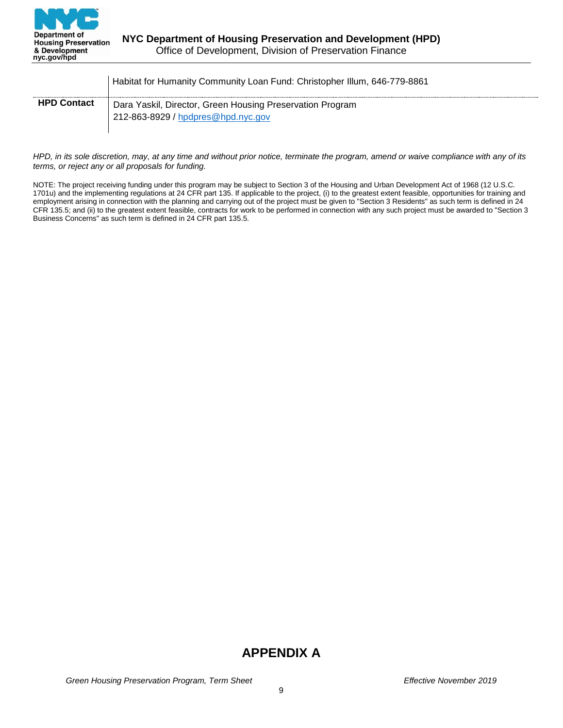| | |
|---|---|
| | Habitat for Humanity Community Loan Fund: Christopher Illum, 646-779-8861 |
| **HPD Contact** | Dara Yaskil, Director, Green Housing Preservation Program<br>212-863-8929 / hpdpres@hpd.nyc.gov |

*HPD, in its sole discretion, may, at any time and without prior notice, terminate the program, amend or waive compliance with any of its terms, or reject any or all proposals for funding.*

NOTE: The project receiving funding under this program may be subject to Section 3 of the Housing and Urban Development Act of 1968 (12 U.S.C. 1701u) and the implementing regulations at 24 CFR part 135. If applicable to the project, (i) to the greatest extent feasible, opportunities for training and employment arising in connection with the planning and carrying out of the project must be given to "Section 3 Residents" as such term is defined in 24 CFR 135.5; and (ii) to the greatest extent feasible, contracts for work to be performed in connection with any such project must be awarded to "Section 3 Business Concerns" as such term is defined in 24 CFR part 135.5.

# APPENDIX A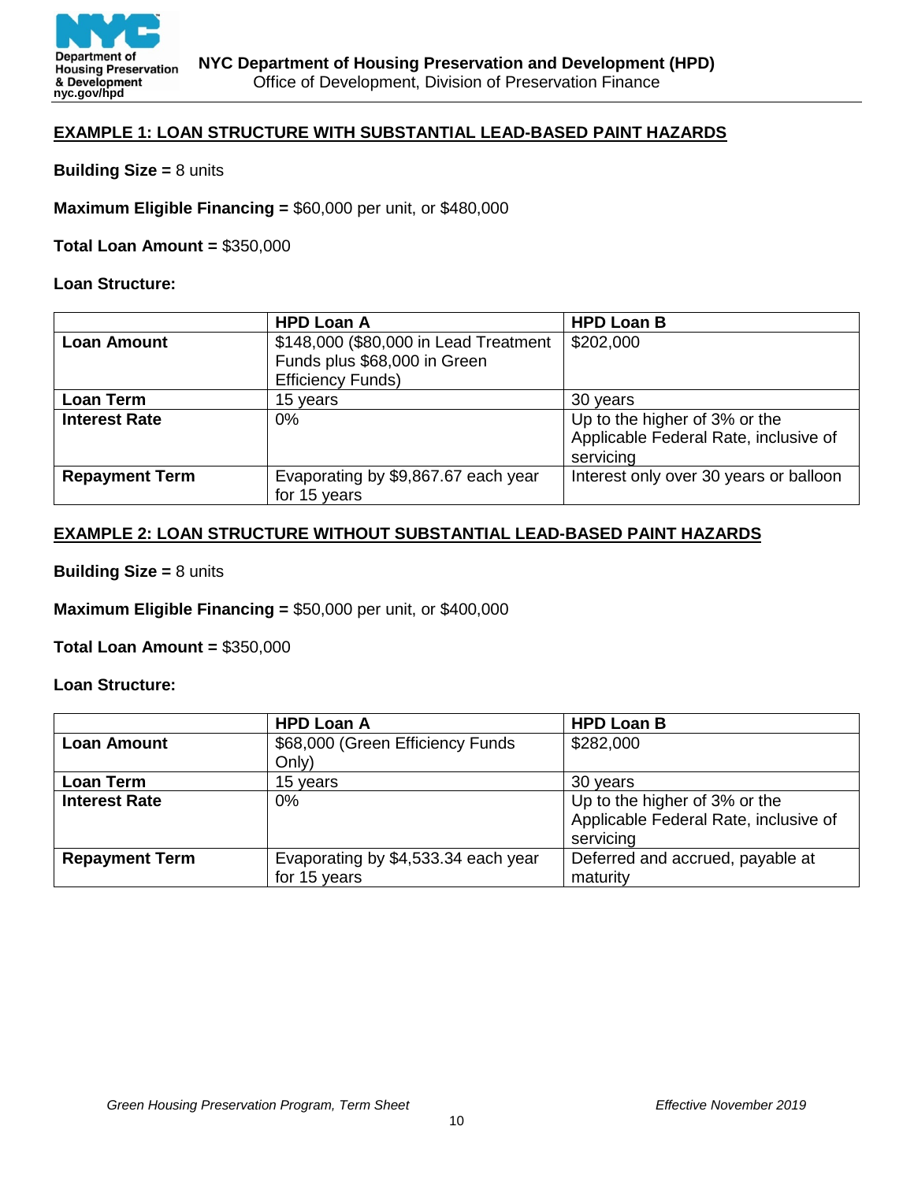## EXAMPLE 1: LOAN STRUCTURE WITH SUBSTANTIAL LEAD-BASED PAINT HAZARDS

**Building Size =** 8 units

**Maximum Eligible Financing =** $60,000 per unit, or $480,000

**Total Loan Amount =** $350,000

**Loan Structure:**

| | HPD Loan A | HPD Loan B |
|---|---|---|
| **Loan Amount** | $148,000 ($80,000 in Lead Treatment Funds plus $68,000 in Green Efficiency Funds) | $202,000 |
| **Loan Term** | 15 years | 30 years |
| **Interest Rate** | 0% | Up to the higher of 3% or the Applicable Federal Rate, inclusive of servicing |
| **Repayment Term** | Evaporating by $9,867.67 each year for 15 years | Interest only over 30 years or balloon |

## EXAMPLE 2: LOAN STRUCTURE WITHOUT SUBSTANTIAL LEAD-BASED PAINT HAZARDS

**Building Size =** 8 units

**Maximum Eligible Financing =** $50,000 per unit, or $400,000

**Total Loan Amount =** $350,000

**Loan Structure:**

| | HPD Loan A | HPD Loan B |
|---|---|---|
| **Loan Amount** | $68,000 (Green Efficiency Funds Only) | $282,000 |
| **Loan Term** | 15 years | 30 years |
| **Interest Rate** | 0% | Up to the higher of 3% or the Applicable Federal Rate, inclusive of servicing |
| **Repayment Term** | Evaporating by $4,533.34 each year for 15 years | Deferred and accrued, payable at maturity |